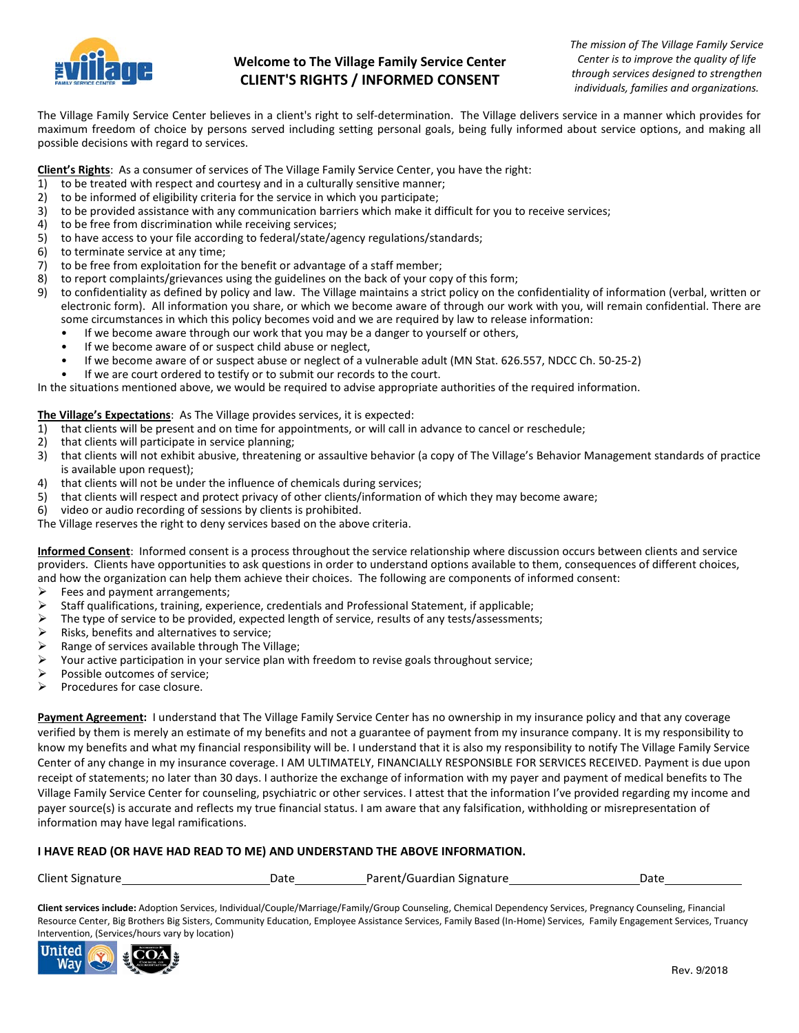# Welcome to The Village Family Service Center
## CLIENT'S RIGHTS / INFORMED CONSENT

*The mission of The Village Family Service Center is to improve the quality of life through services designed to strengthen individuals, families and organizations.*

The Village Family Service Center believes in a client's right to self-determination. The Village delivers service in a manner which provides for maximum freedom of choice by persons served including setting personal goals, being fully informed about service options, and making all possible decisions with regard to services.

**Client's Rights**: As a consumer of services of The Village Family Service Center, you have the right:

1) to be treated with respect and courtesy and in a culturally sensitive manner;
2) to be informed of eligibility criteria for the service in which you participate;
3) to be provided assistance with any communication barriers which make it difficult for you to receive services;
4) to be free from discrimination while receiving services;
5) to have access to your file according to federal/state/agency regulations/standards;
6) to terminate service at any time;
7) to be free from exploitation for the benefit or advantage of a staff member;
8) to report complaints/grievances using the guidelines on the back of your copy of this form;
9) to confidentiality as defined by policy and law. The Village maintains a strict policy on the confidentiality of information (verbal, written or electronic form). All information you share, or which we become aware of through our work with you, will remain confidential. There are some circumstances in which this policy becomes void and we are required by law to release information:
   - If we become aware through our work that you may be a danger to yourself or others,
   - If we become aware of or suspect child abuse or neglect,
   - If we become aware of or suspect abuse or neglect of a vulnerable adult (MN Stat. 626.557, NDCC Ch. 50-25-2)
   - If we are court ordered to testify or to submit our records to the court.

In the situations mentioned above, we would be required to advise appropriate authorities of the required information.

**The Village's Expectations**: As The Village provides services, it is expected:

1) that clients will be present and on time for appointments, or will call in advance to cancel or reschedule;
2) that clients will participate in service planning;
3) that clients will not exhibit abusive, threatening or assaultive behavior (a copy of The Village's Behavior Management standards of practice is available upon request);
4) that clients will not be under the influence of chemicals during services;
5) that clients will respect and protect privacy of other clients/information of which they may become aware;
6) video or audio recording of sessions by clients is prohibited.

The Village reserves the right to deny services based on the above criteria.

**Informed Consent**: Informed consent is a process throughout the service relationship where discussion occurs between clients and service providers. Clients have opportunities to ask questions in order to understand options available to them, consequences of different choices, and how the organization can help them achieve their choices. The following are components of informed consent:

- Fees and payment arrangements;
- Staff qualifications, training, experience, credentials and Professional Statement, if applicable;
- The type of service to be provided, expected length of service, results of any tests/assessments;
- Risks, benefits and alternatives to service;
- Range of services available through The Village;
- Your active participation in your service plan with freedom to revise goals throughout service;
- Possible outcomes of service;
- Procedures for case closure.

**Payment Agreement:** I understand that The Village Family Service Center has no ownership in my insurance policy and that any coverage verified by them is merely an estimate of my benefits and not a guarantee of payment from my insurance company. It is my responsibility to know my benefits and what my financial responsibility will be. I understand that it is also my responsibility to notify The Village Family Service Center of any change in my insurance coverage. I AM ULTIMATELY, FINANCIALLY RESPONSIBLE FOR SERVICES RECEIVED. Payment is due upon receipt of statements; no later than 30 days. I authorize the exchange of information with my payer and payment of medical benefits to The Village Family Service Center for counseling, psychiatric or other services. I attest that the information I've provided regarding my income and payer source(s) is accurate and reflects my true financial status. I am aware that any falsification, withholding or misrepresentation of information may have legal ramifications.

**I HAVE READ (OR HAVE HAD READ TO ME) AND UNDERSTAND THE ABOVE INFORMATION.**

Client Signature\_\_\_\_\_\_\_\_\_\_\_\_\_\_\_\_\_\_\_\_ Date\_\_\_\_\_\_\_\_\_\_ Parent/Guardian Signature\_\_\_\_\_\_\_\_\_\_\_\_\_\_\_\_\_\_\_\_ Date\_\_\_\_\_\_\_\_\_\_

**Client services include:** Adoption Services, Individual/Couple/Marriage/Family/Group Counseling, Chemical Dependency Services, Pregnancy Counseling, Financial Resource Center, Big Brothers Big Sisters, Community Education, Employee Assistance Services, Family Based (In-Home) Services, Family Engagement Services, Truancy Intervention, (Services/hours vary by location)

Rev. 9/2018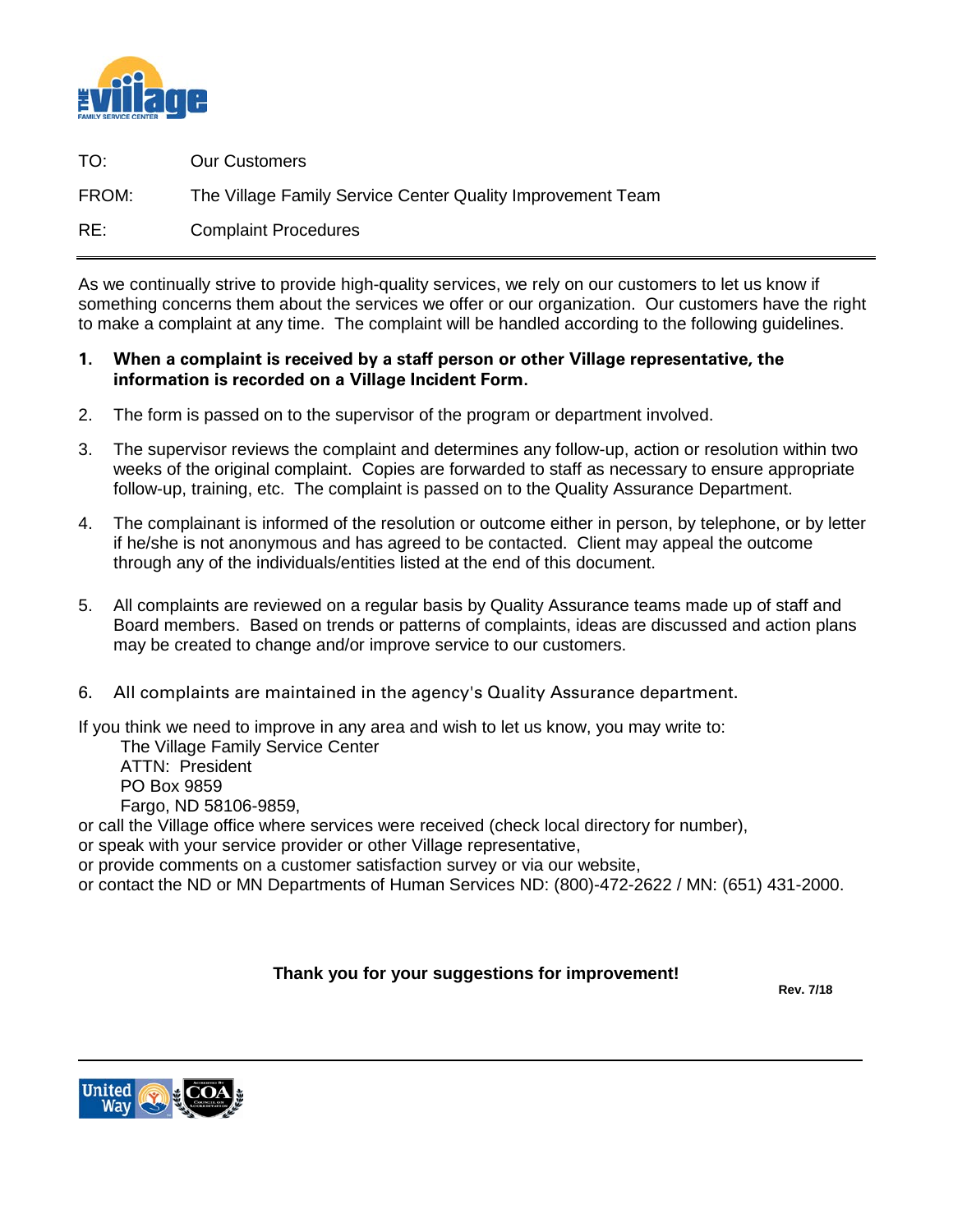TO: Our Customers

FROM: The Village Family Service Center Quality Improvement Team

RE: Complaint Procedures

---

As we continually strive to provide high-quality services, we rely on our customers to let us know if something concerns them about the services we offer or our organization. Our customers have the right to make a complaint at any time. The complaint will be handled according to the following guidelines.

1. **When a complaint is received by a staff person or other Village representative, the information is recorded on a Village Incident Form.**
2. The form is passed on to the supervisor of the program or department involved.
3. The supervisor reviews the complaint and determines any follow-up, action or resolution within two weeks of the original complaint. Copies are forwarded to staff as necessary to ensure appropriate follow-up, training, etc. The complaint is passed on to the Quality Assurance Department.
4. The complainant is informed of the resolution or outcome either in person, by telephone, or by letter if he/she is not anonymous and has agreed to be contacted. Client may appeal the outcome through any of the individuals/entities listed at the end of this document.
5. All complaints are reviewed on a regular basis by Quality Assurance teams made up of staff and Board members. Based on trends or patterns of complaints, ideas are discussed and action plans may be created to change and/or improve service to our customers.
6. All complaints are maintained in the agency's Quality Assurance department.

If you think we need to improve in any area and wish to let us know, you may write to:

The Village Family Service Center
ATTN: President
PO Box 9859
Fargo, ND 58106-9859,

or call the Village office where services were received (check local directory for number),
or speak with your service provider or other Village representative,
or provide comments on a customer satisfaction survey or via our website,
or contact the ND or MN Departments of Human Services ND: (800)-472-2622 / MN: (651) 431-2000.

**Thank you for your suggestions for improvement!**

**Rev. 7/18**